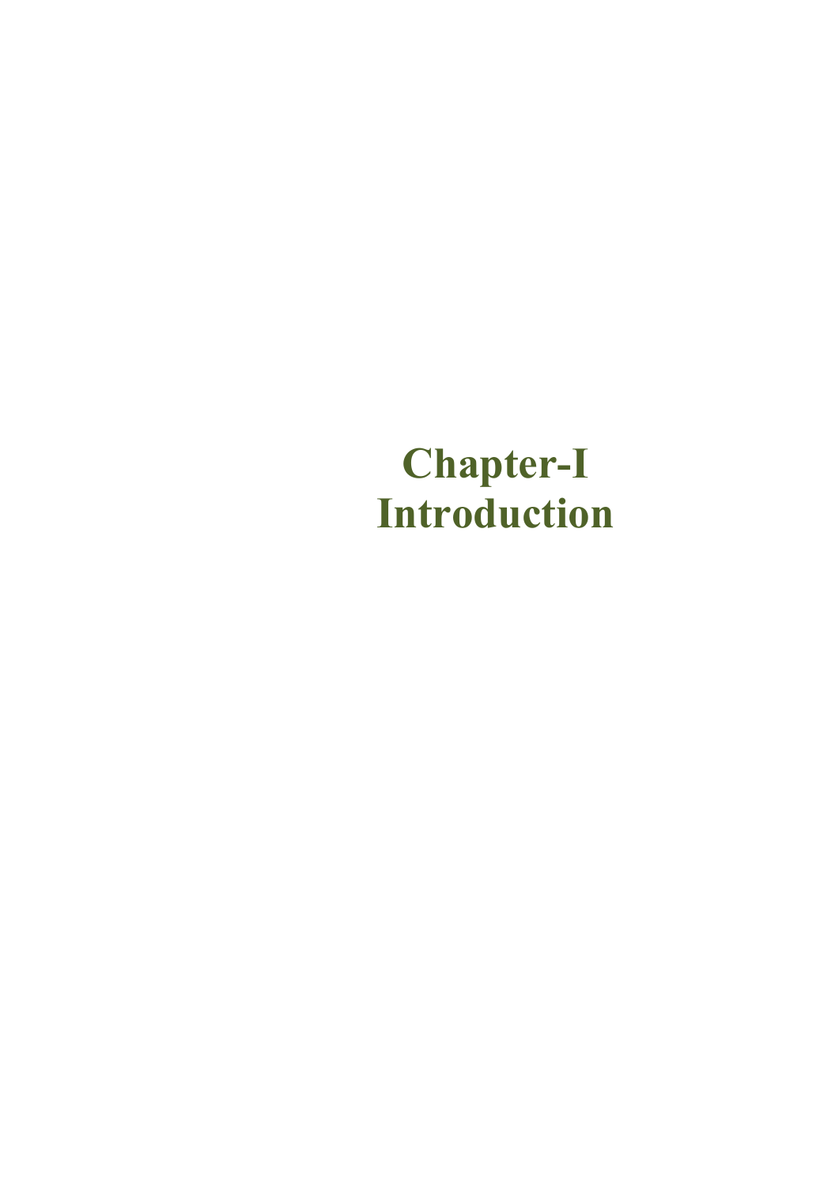# Chapter-I
# Introduction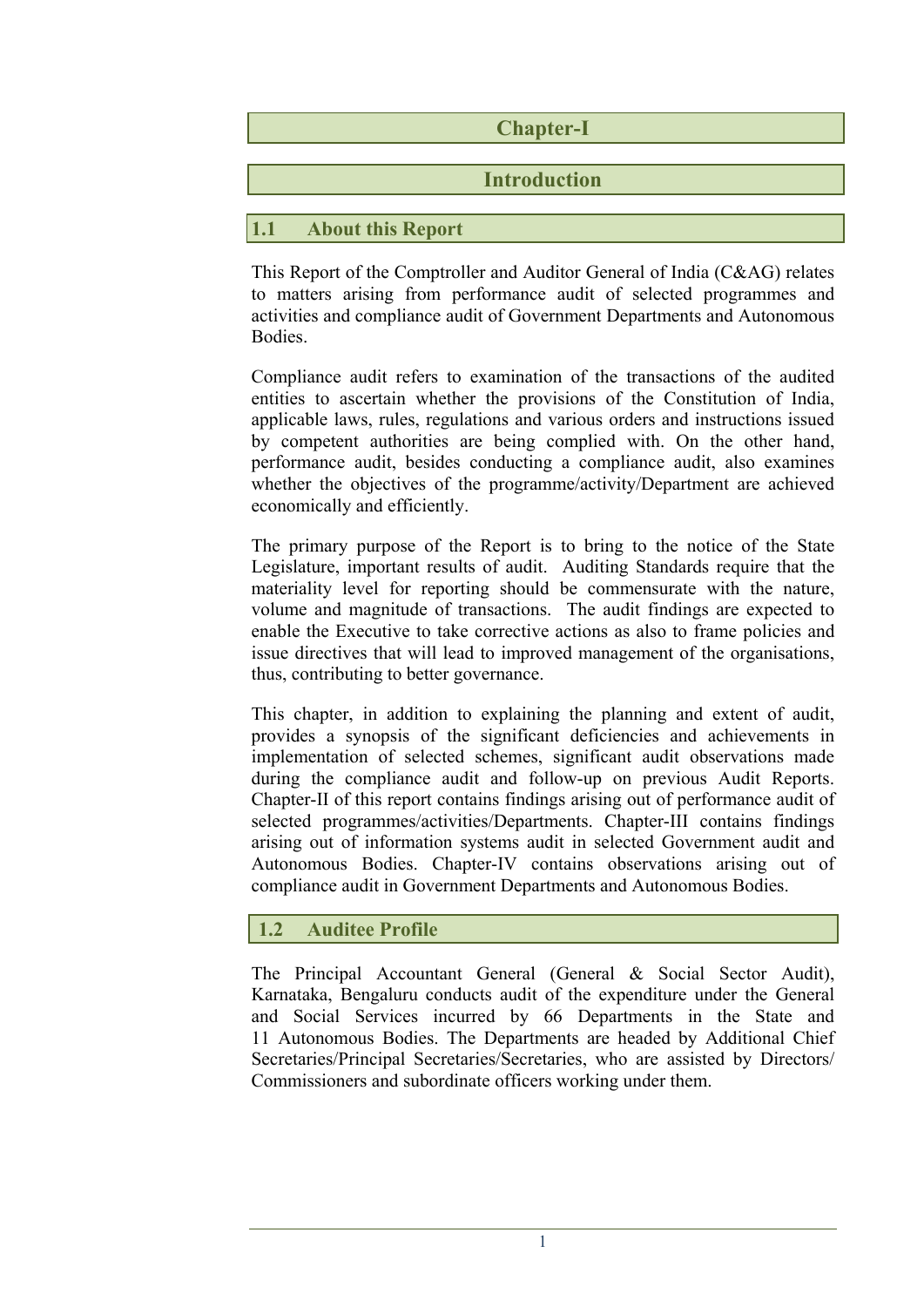# Chapter-I

# Introduction

## 1.1 About this Report

This Report of the Comptroller and Auditor General of India (C&AG) relates to matters arising from performance audit of selected programmes and activities and compliance audit of Government Departments and Autonomous Bodies.

Compliance audit refers to examination of the transactions of the audited entities to ascertain whether the provisions of the Constitution of India, applicable laws, rules, regulations and various orders and instructions issued by competent authorities are being complied with. On the other hand, performance audit, besides conducting a compliance audit, also examines whether the objectives of the programme/activity/Department are achieved economically and efficiently.

The primary purpose of the Report is to bring to the notice of the State Legislature, important results of audit. Auditing Standards require that the materiality level for reporting should be commensurate with the nature, volume and magnitude of transactions. The audit findings are expected to enable the Executive to take corrective actions as also to frame policies and issue directives that will lead to improved management of the organisations, thus, contributing to better governance.

This chapter, in addition to explaining the planning and extent of audit, provides a synopsis of the significant deficiencies and achievements in implementation of selected schemes, significant audit observations made during the compliance audit and follow-up on previous Audit Reports. Chapter-II of this report contains findings arising out of performance audit of selected programmes/activities/Departments. Chapter-III contains findings arising out of information systems audit in selected Government audit and Autonomous Bodies. Chapter-IV contains observations arising out of compliance audit in Government Departments and Autonomous Bodies.

## 1.2 Auditee Profile

The Principal Accountant General (General & Social Sector Audit), Karnataka, Bengaluru conducts audit of the expenditure under the General and Social Services incurred by 66 Departments in the State and 11 Autonomous Bodies. The Departments are headed by Additional Chief Secretaries/Principal Secretaries/Secretaries, who are assisted by Directors/ Commissioners and subordinate officers working under them.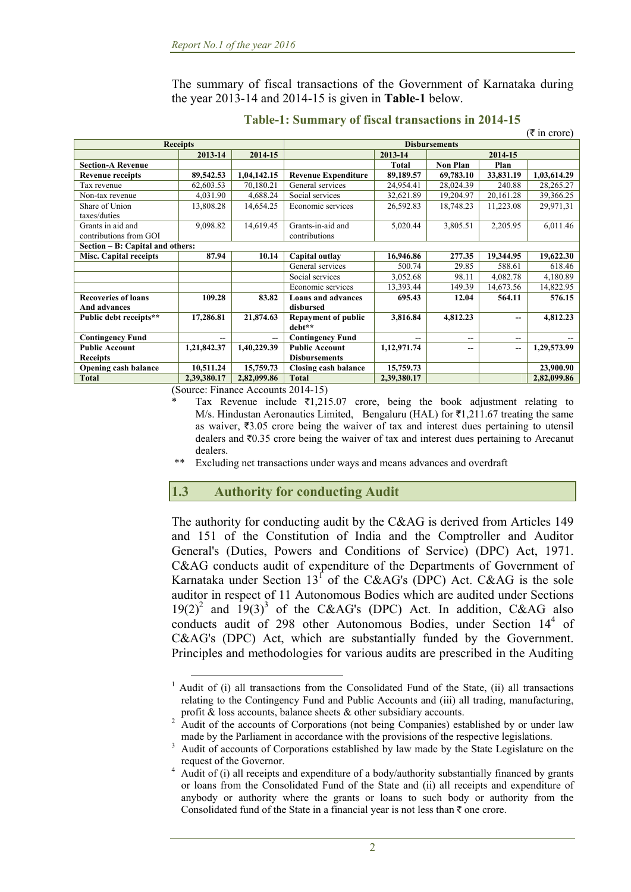The summary of fiscal transactions of the Government of Karnataka during the year 2013-14 and 2014-15 is given in **Table-1** below.

**Table-1: Summary of fiscal transactions in 2014-15**

(₹ in crore)

| Receipts | | | Disbursements | | | | |
|---|---|---|---|---|---|---|---|
| | 2013-14 | 2014-15 | | 2013-14 | 2014-15 | | |
| **Section-A Revenue** | | | | **Total** | **Non Plan** | **Plan** | |
| **Revenue receipts** | **89,542.53** | **1,04,142.15** | **Revenue Expenditure** | **89,189.57** | **69,783.10** | **33,831.19** | **1,03,614.29** |
| Tax revenue | 62,603.53 | 70,180.21 | General services | 24,954.41 | 28,024.39 | 240.88 | 28,265.27 |
| Non-tax revenue | 4,031.90 | 4,688.24 | Social services | 32,621.89 | 19,204.97 | 20,161.28 | 39,366.25 |
| Share of Union taxes/duties | 13,808.28 | 14,654.25 | Economic services | 26,592.83 | 18,748.23 | 11,223.08 | 29,971,31 |
| Grants in aid and contributions from GOI | 9,098.82 | 14,619.45 | Grants-in-aid and contributions | 5,020.44 | 3,805.51 | 2,205.95 | 6,011.46 |
| **Section – B: Capital and others:** | | | | | | | |
| **Misc. Capital receipts** | **87.94** | **10.14** | **Capital outlay** | **16,946.86** | **277.35** | **19,344.95** | **19,622.30** |
| | | | General services | 500.74 | 29.85 | 588.61 | 618.46 |
| | | | Social services | 3,052.68 | 98.11 | 4,082.78 | 4,180.89 |
| | | | Economic services | 13,393.44 | 149.39 | 14,673.56 | 14,822.95 |
| **Recoveries of loans And advances** | **109.28** | **83.82** | **Loans and advances disbursed** | **695.43** | **12.04** | **564.11** | **576.15** |
| **Public debt receipts**** | **17,286.81** | **21,874.63** | **Repayment of public debt**** | **3,816.84** | **4,812.23** | **--** | **4,812.23** |
| **Contingency Fund** | **--** | **--** | **Contingency Fund** | **--** | **--** | **--** | **--** |
| **Public Account Receipts** | **1,21,842.37** | **1,40,229.39** | **Public Account Disbursements** | **1,12,971.74** | **--** | **--** | **1,29,573.99** |
| **Opening cash balance** | **10,511.24** | **15,759.73** | **Closing cash balance** | **15,759.73** | | | **23,900.90** |
| **Total** | **2,39,380.17** | **2,82,099.86** | **Total** | **2,39,380.17** | | | **2,82,099.86** |

(Source: Finance Accounts 2014-15)

\* Tax Revenue include ₹1,215.07 crore, being the book adjustment relating to M/s. Hindustan Aeronautics Limited, Bengaluru (HAL) for ₹1,211.67 treating the same as waiver, ₹3.05 crore being the waiver of tax and interest dues pertaining to utensil dealers and ₹0.35 crore being the waiver of tax and interest dues pertaining to Arecanut dealers.

** Excluding net transactions under ways and means advances and overdraft

## 1.3 Authority for conducting Audit

The authority for conducting audit by the C&AG is derived from Articles 149 and 151 of the Constitution of India and the Comptroller and Auditor General's (Duties, Powers and Conditions of Service) (DPC) Act, 1971. C&AG conducts audit of expenditure of the Departments of Government of Karnataka under Section 13[1] of the C&AG's (DPC) Act. C&AG is the sole auditor in respect of 11 Autonomous Bodies which are audited under Sections 19(2)[2] and 19(3)[3] of the C&AG's (DPC) Act. In addition, C&AG also conducts audit of 298 other Autonomous Bodies, under Section 14[4] of C&AG's (DPC) Act, which are substantially funded by the Government. Principles and methodologies for various audits are prescribed in the Auditing

[1] Audit of (i) all transactions from the Consolidated Fund of the State, (ii) all transactions relating to the Contingency Fund and Public Accounts and (iii) all trading, manufacturing, profit & loss accounts, balance sheets & other subsidiary accounts.

[2] Audit of the accounts of Corporations (not being Companies) established by or under law made by the Parliament in accordance with the provisions of the respective legislations.

[3] Audit of accounts of Corporations established by law made by the State Legislature on the request of the Governor.

[4] Audit of (i) all receipts and expenditure of a body/authority substantially financed by grants or loans from the Consolidated Fund of the State and (ii) all receipts and expenditure of anybody or authority where the grants or loans to such body or authority from the Consolidated fund of the State in a financial year is not less than ₹ one crore.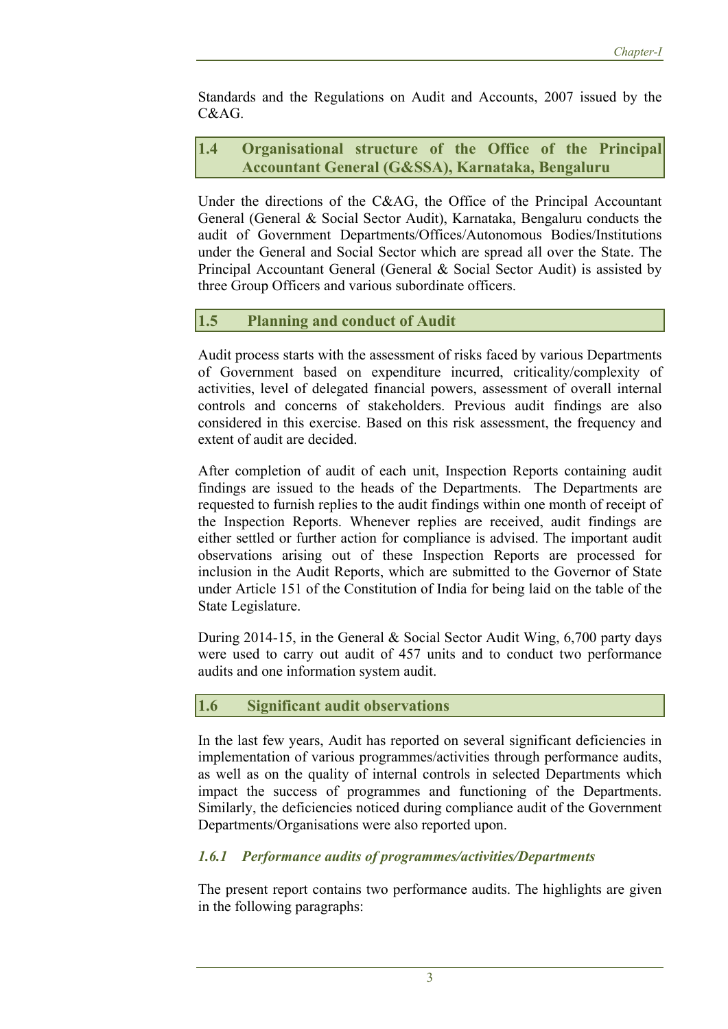Standards and the Regulations on Audit and Accounts, 2007 issued by the C&AG.

## 1.4 Organisational structure of the Office of the Principal Accountant General (G&SSA), Karnataka, Bengaluru

Under the directions of the C&AG, the Office of the Principal Accountant General (General & Social Sector Audit), Karnataka, Bengaluru conducts the audit of Government Departments/Offices/Autonomous Bodies/Institutions under the General and Social Sector which are spread all over the State. The Principal Accountant General (General & Social Sector Audit) is assisted by three Group Officers and various subordinate officers.

## 1.5 Planning and conduct of Audit

Audit process starts with the assessment of risks faced by various Departments of Government based on expenditure incurred, criticality/complexity of activities, level of delegated financial powers, assessment of overall internal controls and concerns of stakeholders. Previous audit findings are also considered in this exercise. Based on this risk assessment, the frequency and extent of audit are decided.

After completion of audit of each unit, Inspection Reports containing audit findings are issued to the heads of the Departments. The Departments are requested to furnish replies to the audit findings within one month of receipt of the Inspection Reports. Whenever replies are received, audit findings are either settled or further action for compliance is advised. The important audit observations arising out of these Inspection Reports are processed for inclusion in the Audit Reports, which are submitted to the Governor of State under Article 151 of the Constitution of India for being laid on the table of the State Legislature.

During 2014-15, in the General & Social Sector Audit Wing, 6,700 party days were used to carry out audit of 457 units and to conduct two performance audits and one information system audit.

## 1.6 Significant audit observations

In the last few years, Audit has reported on several significant deficiencies in implementation of various programmes/activities through performance audits, as well as on the quality of internal controls in selected Departments which impact the success of programmes and functioning of the Departments. Similarly, the deficiencies noticed during compliance audit of the Government Departments/Organisations were also reported upon.

### *1.6.1 Performance audits of programmes/activities/Departments*

The present report contains two performance audits. The highlights are given in the following paragraphs: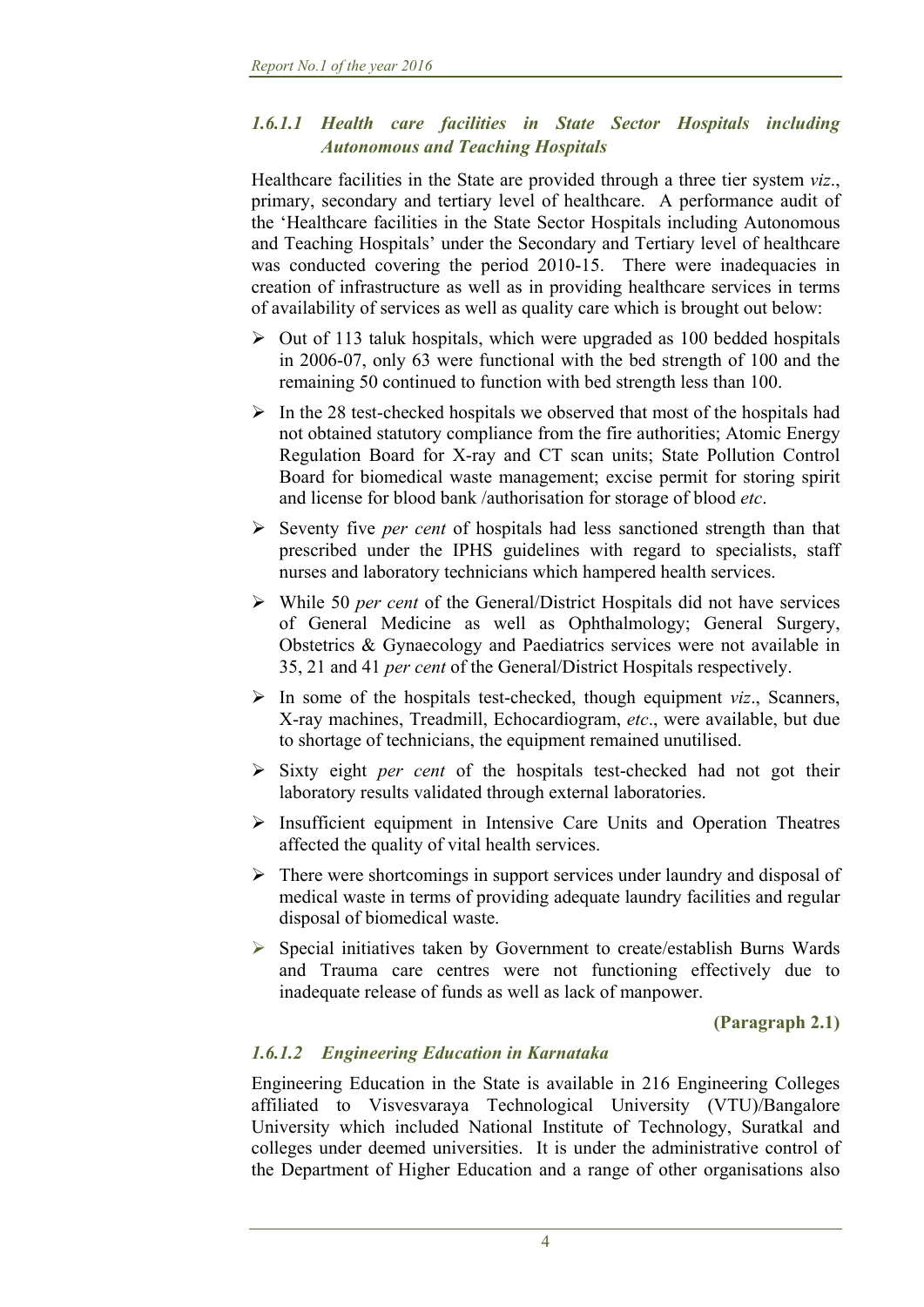### *1.6.1.1 Health care facilities in State Sector Hospitals including Autonomous and Teaching Hospitals*

Healthcare facilities in the State are provided through a three tier system *viz*., primary, secondary and tertiary level of healthcare. A performance audit of the 'Healthcare facilities in the State Sector Hospitals including Autonomous and Teaching Hospitals' under the Secondary and Tertiary level of healthcare was conducted covering the period 2010-15. There were inadequacies in creation of infrastructure as well as in providing healthcare services in terms of availability of services as well as quality care which is brought out below:

- Out of 113 taluk hospitals, which were upgraded as 100 bedded hospitals in 2006-07, only 63 were functional with the bed strength of 100 and the remaining 50 continued to function with bed strength less than 100.
- In the 28 test-checked hospitals we observed that most of the hospitals had not obtained statutory compliance from the fire authorities; Atomic Energy Regulation Board for X-ray and CT scan units; State Pollution Control Board for biomedical waste management; excise permit for storing spirit and license for blood bank /authorisation for storage of blood *etc*.
- Seventy five *per cent* of hospitals had less sanctioned strength than that prescribed under the IPHS guidelines with regard to specialists, staff nurses and laboratory technicians which hampered health services.
- While 50 *per cent* of the General/District Hospitals did not have services of General Medicine as well as Ophthalmology; General Surgery, Obstetrics & Gynaecology and Paediatrics services were not available in 35, 21 and 41 *per cent* of the General/District Hospitals respectively.
- In some of the hospitals test-checked, though equipment *viz*., Scanners, X-ray machines, Treadmill, Echocardiogram, *etc*., were available, but due to shortage of technicians, the equipment remained unutilised.
- Sixty eight *per cent* of the hospitals test-checked had not got their laboratory results validated through external laboratories.
- Insufficient equipment in Intensive Care Units and Operation Theatres affected the quality of vital health services.
- There were shortcomings in support services under laundry and disposal of medical waste in terms of providing adequate laundry facilities and regular disposal of biomedical waste.
- Special initiatives taken by Government to create/establish Burns Wards and Trauma care centres were not functioning effectively due to inadequate release of funds as well as lack of manpower.

**(Paragraph 2.1)**

### *1.6.1.2 Engineering Education in Karnataka*

Engineering Education in the State is available in 216 Engineering Colleges affiliated to Visvesvaraya Technological University (VTU)/Bangalore University which included National Institute of Technology, Suratkal and colleges under deemed universities. It is under the administrative control of the Department of Higher Education and a range of other organisations also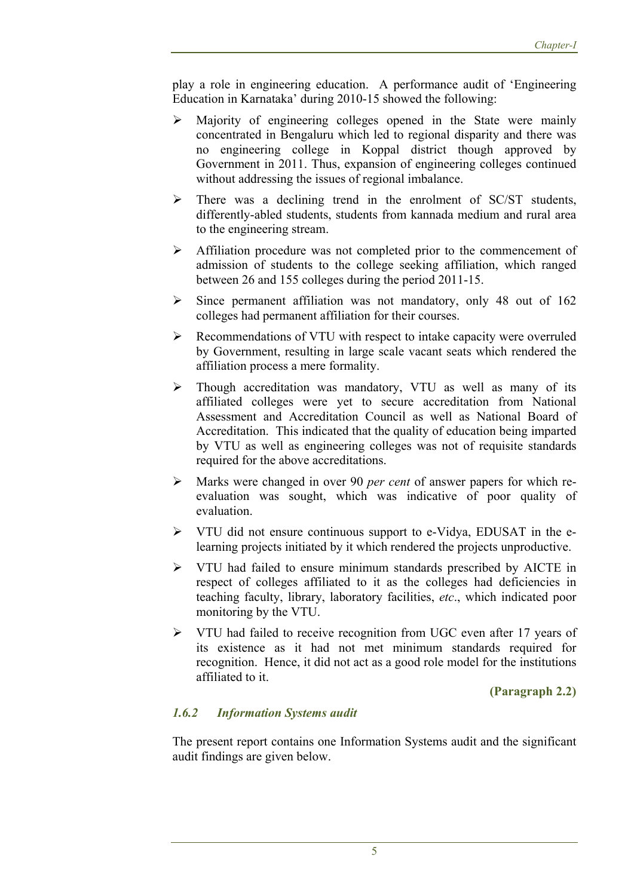play a role in engineering education. A performance audit of 'Engineering Education in Karnataka' during 2010-15 showed the following:

- Majority of engineering colleges opened in the State were mainly concentrated in Bengaluru which led to regional disparity and there was no engineering college in Koppal district though approved by Government in 2011. Thus, expansion of engineering colleges continued without addressing the issues of regional imbalance.
- There was a declining trend in the enrolment of SC/ST students, differently-abled students, students from kannada medium and rural area to the engineering stream.
- Affiliation procedure was not completed prior to the commencement of admission of students to the college seeking affiliation, which ranged between 26 and 155 colleges during the period 2011-15.
- Since permanent affiliation was not mandatory, only 48 out of 162 colleges had permanent affiliation for their courses.
- Recommendations of VTU with respect to intake capacity were overruled by Government, resulting in large scale vacant seats which rendered the affiliation process a mere formality.
- Though accreditation was mandatory, VTU as well as many of its affiliated colleges were yet to secure accreditation from National Assessment and Accreditation Council as well as National Board of Accreditation. This indicated that the quality of education being imparted by VTU as well as engineering colleges was not of requisite standards required for the above accreditations.
- Marks were changed in over 90 *per cent* of answer papers for which re-evaluation was sought, which was indicative of poor quality of evaluation.
- VTU did not ensure continuous support to e-Vidya, EDUSAT in the e-learning projects initiated by it which rendered the projects unproductive.
- VTU had failed to ensure minimum standards prescribed by AICTE in respect of colleges affiliated to it as the colleges had deficiencies in teaching faculty, library, laboratory facilities, *etc*., which indicated poor monitoring by the VTU.
- VTU had failed to receive recognition from UGC even after 17 years of its existence as it had not met minimum standards required for recognition. Hence, it did not act as a good role model for the institutions affiliated to it.

**(Paragraph 2.2)**

### *1.6.2 Information Systems audit*

The present report contains one Information Systems audit and the significant audit findings are given below.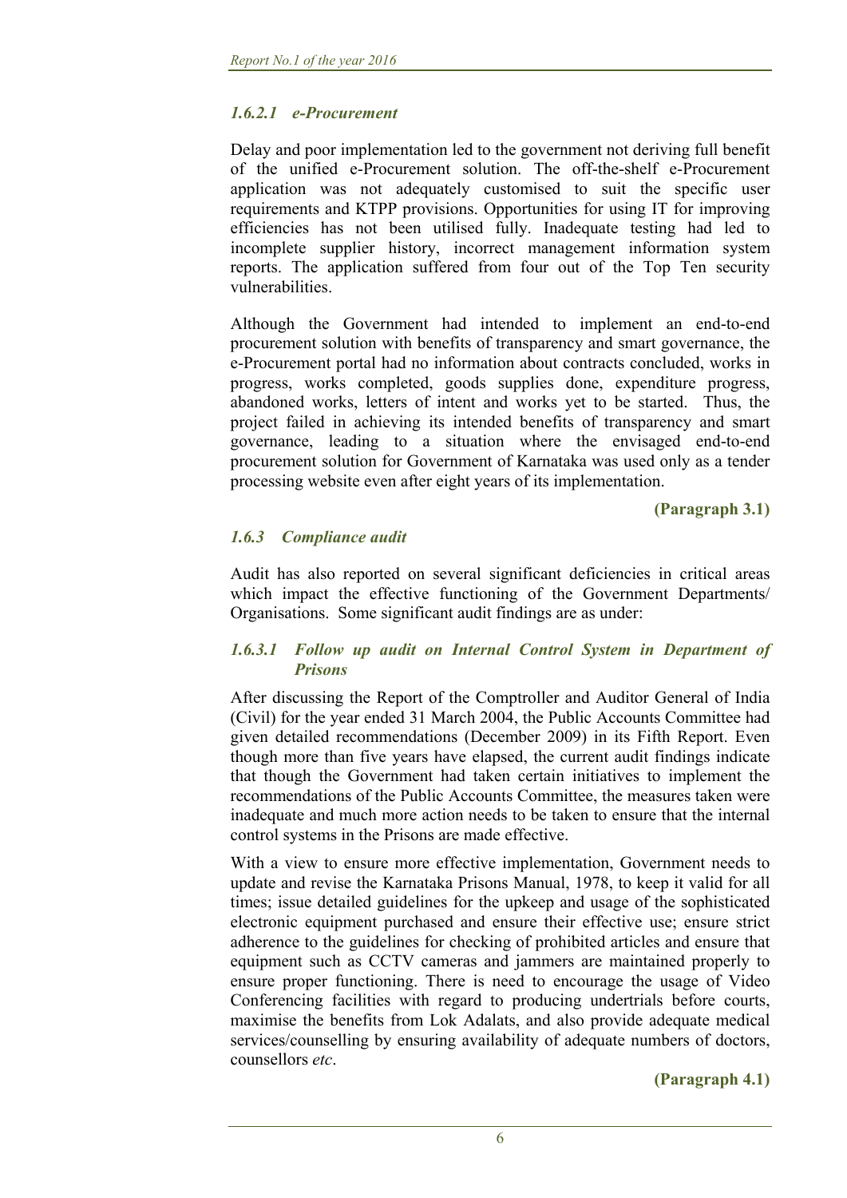#### *1.6.2.1 e-Procurement*

Delay and poor implementation led to the government not deriving full benefit of the unified e-Procurement solution. The off-the-shelf e-Procurement application was not adequately customised to suit the specific user requirements and KTPP provisions. Opportunities for using IT for improving efficiencies has not been utilised fully. Inadequate testing had led to incomplete supplier history, incorrect management information system reports. The application suffered from four out of the Top Ten security vulnerabilities.

Although the Government had intended to implement an end-to-end procurement solution with benefits of transparency and smart governance, the e-Procurement portal had no information about contracts concluded, works in progress, works completed, goods supplies done, expenditure progress, abandoned works, letters of intent and works yet to be started. Thus, the project failed in achieving its intended benefits of transparency and smart governance, leading to a situation where the envisaged end-to-end procurement solution for Government of Karnataka was used only as a tender processing website even after eight years of its implementation.

**(Paragraph 3.1)**

### *1.6.3 Compliance audit*

Audit has also reported on several significant deficiencies in critical areas which impact the effective functioning of the Government Departments/ Organisations. Some significant audit findings are as under:

#### *1.6.3.1 Follow up audit on Internal Control System in Department of Prisons*

After discussing the Report of the Comptroller and Auditor General of India (Civil) for the year ended 31 March 2004, the Public Accounts Committee had given detailed recommendations (December 2009) in its Fifth Report. Even though more than five years have elapsed, the current audit findings indicate that though the Government had taken certain initiatives to implement the recommendations of the Public Accounts Committee, the measures taken were inadequate and much more action needs to be taken to ensure that the internal control systems in the Prisons are made effective.

With a view to ensure more effective implementation, Government needs to update and revise the Karnataka Prisons Manual, 1978, to keep it valid for all times; issue detailed guidelines for the upkeep and usage of the sophisticated electronic equipment purchased and ensure their effective use; ensure strict adherence to the guidelines for checking of prohibited articles and ensure that equipment such as CCTV cameras and jammers are maintained properly to ensure proper functioning. There is need to encourage the usage of Video Conferencing facilities with regard to producing undertrials before courts, maximise the benefits from Lok Adalats, and also provide adequate medical services/counselling by ensuring availability of adequate numbers of doctors, counsellors *etc*.

**(Paragraph 4.1)**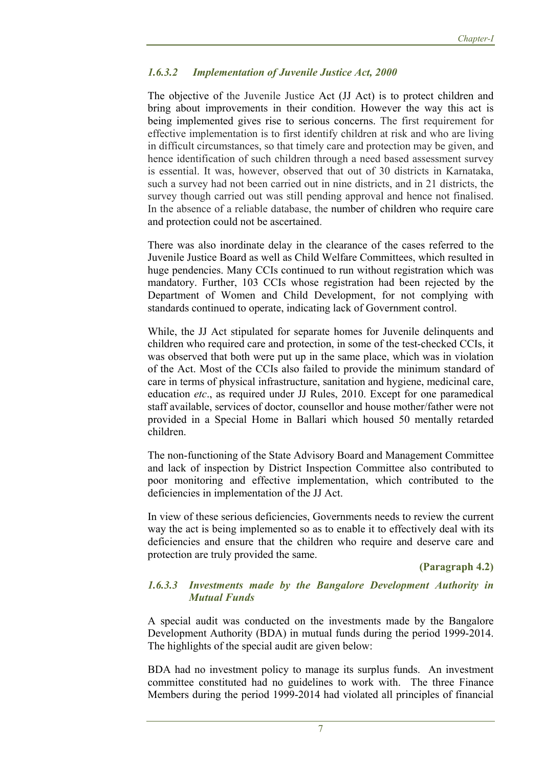### *1.6.3.2 Implementation of Juvenile Justice Act, 2000*

The objective of the Juvenile Justice Act (JJ Act) is to protect children and bring about improvements in their condition. However the way this act is being implemented gives rise to serious concerns. The first requirement for effective implementation is to first identify children at risk and who are living in difficult circumstances, so that timely care and protection may be given, and hence identification of such children through a need based assessment survey is essential. It was, however, observed that out of 30 districts in Karnataka, such a survey had not been carried out in nine districts, and in 21 districts, the survey though carried out was still pending approval and hence not finalised. In the absence of a reliable database, the number of children who require care and protection could not be ascertained.

There was also inordinate delay in the clearance of the cases referred to the Juvenile Justice Board as well as Child Welfare Committees, which resulted in huge pendencies. Many CCIs continued to run without registration which was mandatory. Further, 103 CCIs whose registration had been rejected by the Department of Women and Child Development, for not complying with standards continued to operate, indicating lack of Government control.

While, the JJ Act stipulated for separate homes for Juvenile delinquents and children who required care and protection, in some of the test-checked CCIs, it was observed that both were put up in the same place, which was in violation of the Act. Most of the CCIs also failed to provide the minimum standard of care in terms of physical infrastructure, sanitation and hygiene, medicinal care, education *etc*., as required under JJ Rules, 2010. Except for one paramedical staff available, services of doctor, counsellor and house mother/father were not provided in a Special Home in Ballari which housed 50 mentally retarded children.

The non-functioning of the State Advisory Board and Management Committee and lack of inspection by District Inspection Committee also contributed to poor monitoring and effective implementation, which contributed to the deficiencies in implementation of the JJ Act.

In view of these serious deficiencies, Governments needs to review the current way the act is being implemented so as to enable it to effectively deal with its deficiencies and ensure that the children who require and deserve care and protection are truly provided the same.

**(Paragraph 4.2)**

### *1.6.3.3 Investments made by the Bangalore Development Authority in Mutual Funds*

A special audit was conducted on the investments made by the Bangalore Development Authority (BDA) in mutual funds during the period 1999-2014. The highlights of the special audit are given below:

BDA had no investment policy to manage its surplus funds. An investment committee constituted had no guidelines to work with. The three Finance Members during the period 1999-2014 had violated all principles of financial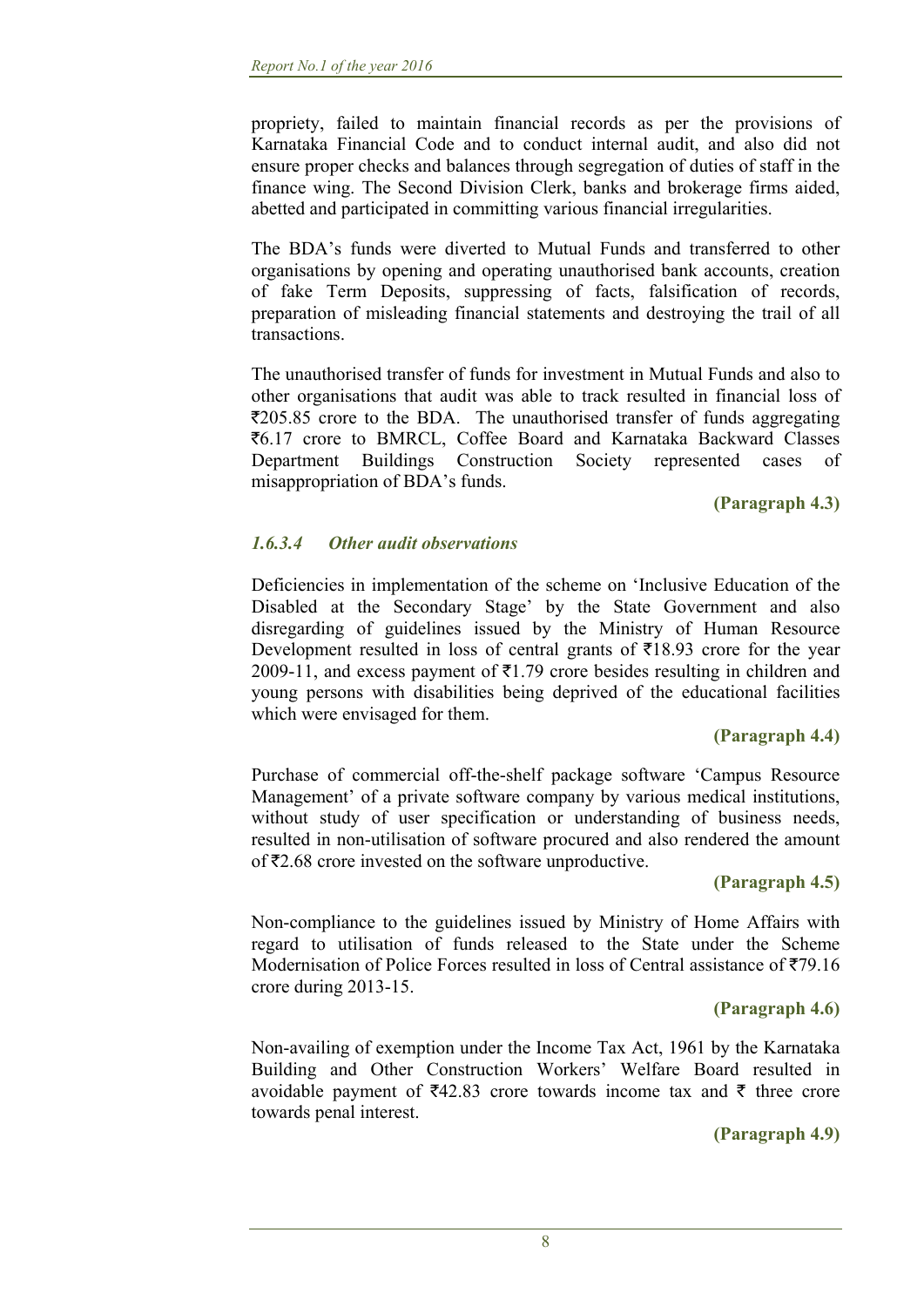propriety, failed to maintain financial records as per the provisions of Karnataka Financial Code and to conduct internal audit, and also did not ensure proper checks and balances through segregation of duties of staff in the finance wing. The Second Division Clerk, banks and brokerage firms aided, abetted and participated in committing various financial irregularities.

The BDA's funds were diverted to Mutual Funds and transferred to other organisations by opening and operating unauthorised bank accounts, creation of fake Term Deposits, suppressing of facts, falsification of records, preparation of misleading financial statements and destroying the trail of all transactions.

The unauthorised transfer of funds for investment in Mutual Funds and also to other organisations that audit was able to track resulted in financial loss of ₹205.85 crore to the BDA. The unauthorised transfer of funds aggregating ₹6.17 crore to BMRCL, Coffee Board and Karnataka Backward Classes Department Buildings Construction Society represented cases of misappropriation of BDA's funds.

**(Paragraph 4.3)**

#### *1.6.3.4 Other audit observations*

Deficiencies in implementation of the scheme on 'Inclusive Education of the Disabled at the Secondary Stage' by the State Government and also disregarding of guidelines issued by the Ministry of Human Resource Development resulted in loss of central grants of ₹18.93 crore for the year 2009-11, and excess payment of ₹1.79 crore besides resulting in children and young persons with disabilities being deprived of the educational facilities which were envisaged for them.

**(Paragraph 4.4)**

Purchase of commercial off-the-shelf package software 'Campus Resource Management' of a private software company by various medical institutions, without study of user specification or understanding of business needs, resulted in non-utilisation of software procured and also rendered the amount of ₹2.68 crore invested on the software unproductive.

**(Paragraph 4.5)**

Non-compliance to the guidelines issued by Ministry of Home Affairs with regard to utilisation of funds released to the State under the Scheme Modernisation of Police Forces resulted in loss of Central assistance of ₹79.16 crore during 2013-15.

**(Paragraph 4.6)**

Non-availing of exemption under the Income Tax Act, 1961 by the Karnataka Building and Other Construction Workers' Welfare Board resulted in avoidable payment of ₹42.83 crore towards income tax and ₹ three crore towards penal interest.

**(Paragraph 4.9)**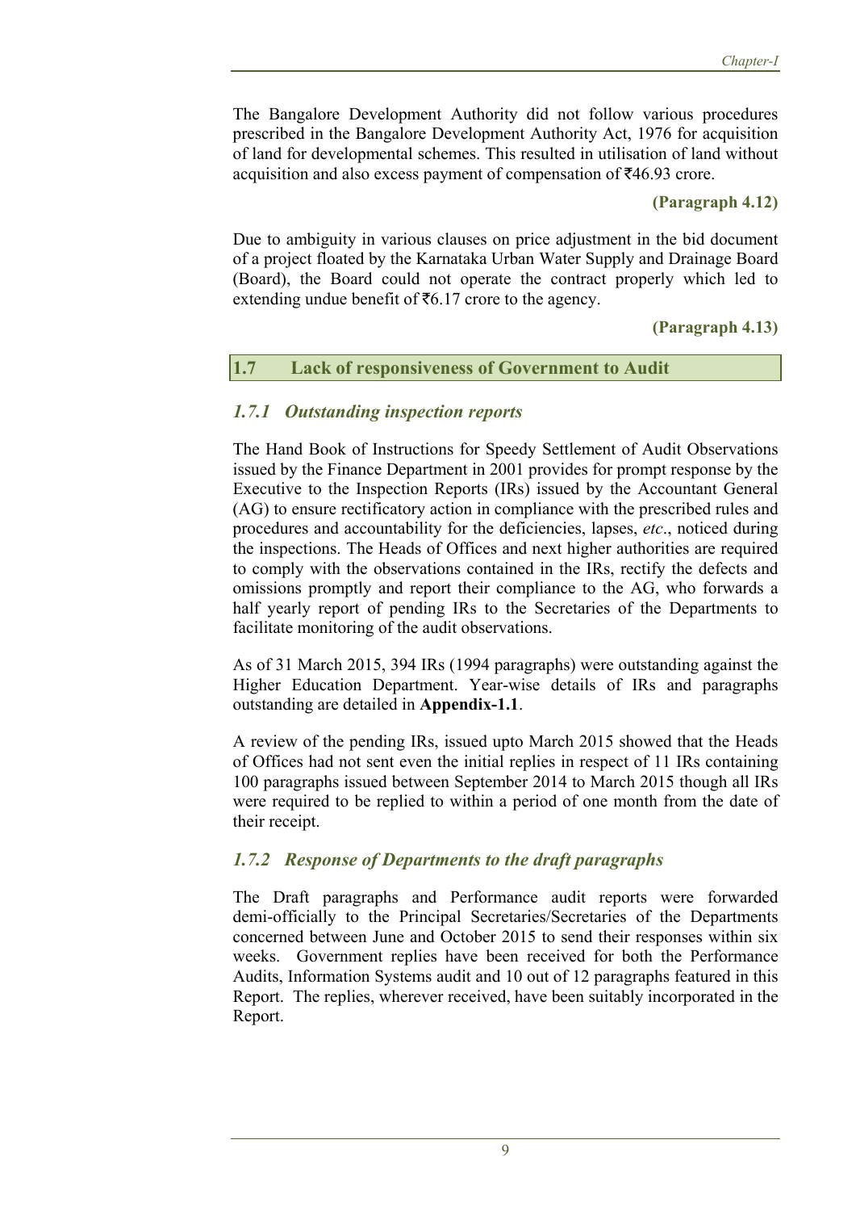The Bangalore Development Authority did not follow various procedures prescribed in the Bangalore Development Authority Act, 1976 for acquisition of land for developmental schemes. This resulted in utilisation of land without acquisition and also excess payment of compensation of ₹46.93 crore.

**(Paragraph 4.12)**

Due to ambiguity in various clauses on price adjustment in the bid document of a project floated by the Karnataka Urban Water Supply and Drainage Board (Board), the Board could not operate the contract properly which led to extending undue benefit of ₹6.17 crore to the agency.

**(Paragraph 4.13)**

## 1.7 Lack of responsiveness of Government to Audit

### *1.7.1 Outstanding inspection reports*

The Hand Book of Instructions for Speedy Settlement of Audit Observations issued by the Finance Department in 2001 provides for prompt response by the Executive to the Inspection Reports (IRs) issued by the Accountant General (AG) to ensure rectificatory action in compliance with the prescribed rules and procedures and accountability for the deficiencies, lapses, *etc*., noticed during the inspections. The Heads of Offices and next higher authorities are required to comply with the observations contained in the IRs, rectify the defects and omissions promptly and report their compliance to the AG, who forwards a half yearly report of pending IRs to the Secretaries of the Departments to facilitate monitoring of the audit observations.

As of 31 March 2015, 394 IRs (1994 paragraphs) were outstanding against the Higher Education Department. Year-wise details of IRs and paragraphs outstanding are detailed in **Appendix-1.1**.

A review of the pending IRs, issued upto March 2015 showed that the Heads of Offices had not sent even the initial replies in respect of 11 IRs containing 100 paragraphs issued between September 2014 to March 2015 though all IRs were required to be replied to within a period of one month from the date of their receipt.

### *1.7.2 Response of Departments to the draft paragraphs*

The Draft paragraphs and Performance audit reports were forwarded demi-officially to the Principal Secretaries/Secretaries of the Departments concerned between June and October 2015 to send their responses within six weeks. Government replies have been received for both the Performance Audits, Information Systems audit and 10 out of 12 paragraphs featured in this Report. The replies, wherever received, have been suitably incorporated in the Report.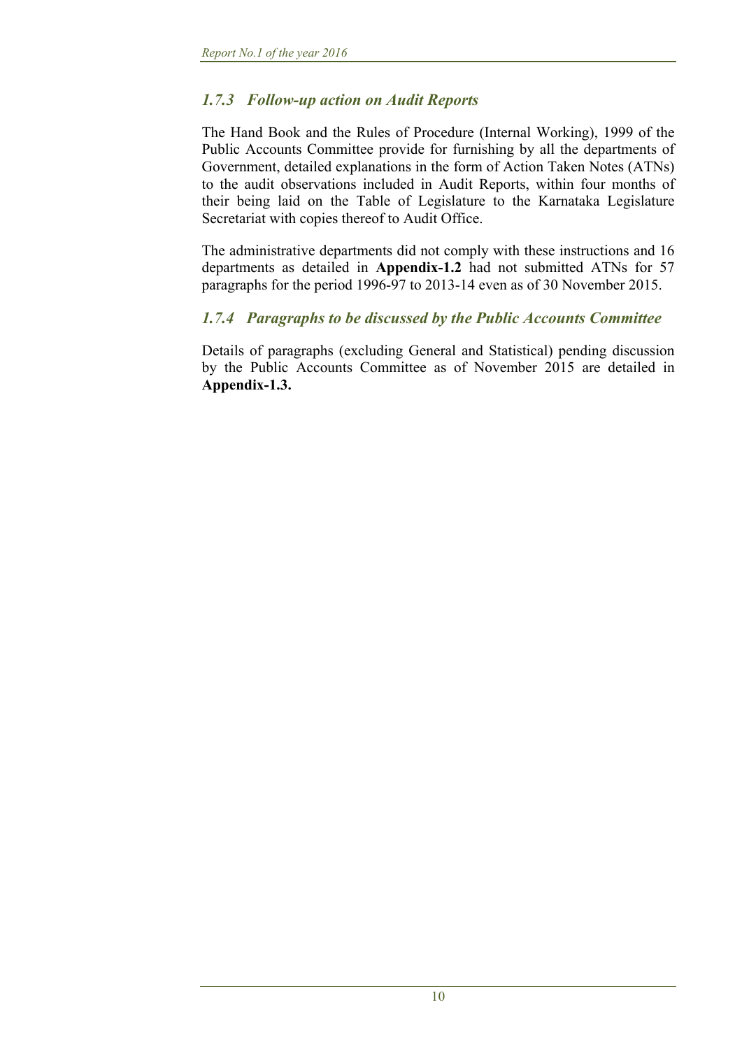### *1.7.3 Follow-up action on Audit Reports*

The Hand Book and the Rules of Procedure (Internal Working), 1999 of the Public Accounts Committee provide for furnishing by all the departments of Government, detailed explanations in the form of Action Taken Notes (ATNs) to the audit observations included in Audit Reports, within four months of their being laid on the Table of Legislature to the Karnataka Legislature Secretariat with copies thereof to Audit Office.

The administrative departments did not comply with these instructions and 16 departments as detailed in **Appendix-1.2** had not submitted ATNs for 57 paragraphs for the period 1996-97 to 2013-14 even as of 30 November 2015.

### *1.7.4 Paragraphs to be discussed by the Public Accounts Committee*

Details of paragraphs (excluding General and Statistical) pending discussion by the Public Accounts Committee as of November 2015 are detailed in **Appendix-1.3.**